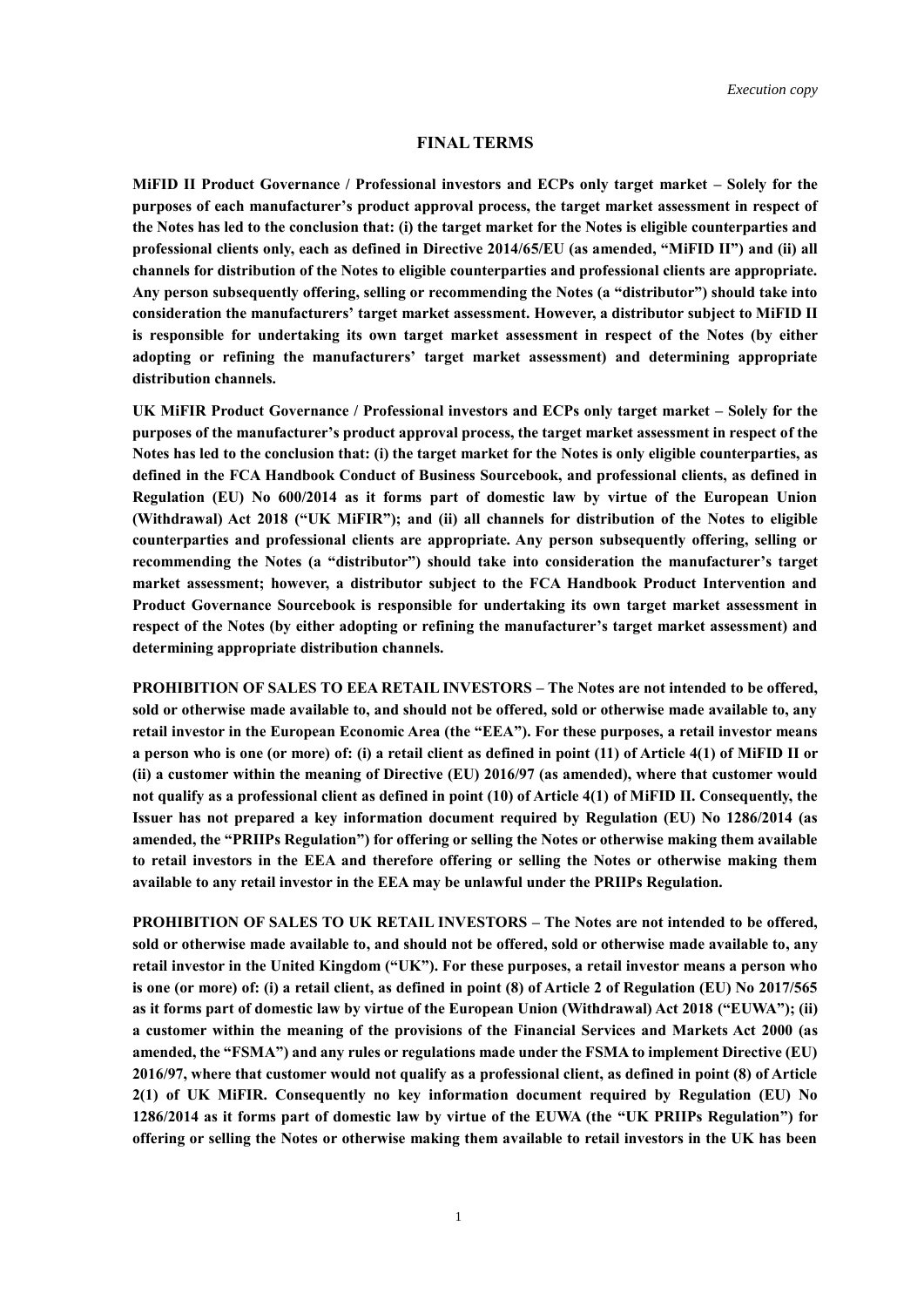*Execution copy*

# FINAL TERMS

**MiFID II Product Governance / Professional investors and ECPs only target market – Solely for the purposes of each manufacturer's product approval process, the target market assessment in respect of the Notes has led to the conclusion that: (i) the target market for the Notes is eligible counterparties and professional clients only, each as defined in Directive 2014/65/EU (as amended, "MiFID II") and (ii) all channels for distribution of the Notes to eligible counterparties and professional clients are appropriate. Any person subsequently offering, selling or recommending the Notes (a "distributor") should take into consideration the manufacturers' target market assessment. However, a distributor subject to MiFID II is responsible for undertaking its own target market assessment in respect of the Notes (by either adopting or refining the manufacturers' target market assessment) and determining appropriate distribution channels.**

**UK MiFIR Product Governance / Professional investors and ECPs only target market – Solely for the purposes of the manufacturer's product approval process, the target market assessment in respect of the Notes has led to the conclusion that: (i) the target market for the Notes is only eligible counterparties, as defined in the FCA Handbook Conduct of Business Sourcebook, and professional clients, as defined in Regulation (EU) No 600/2014 as it forms part of domestic law by virtue of the European Union (Withdrawal) Act 2018 ("UK MiFIR"); and (ii) all channels for distribution of the Notes to eligible counterparties and professional clients are appropriate. Any person subsequently offering, selling or recommending the Notes (a "distributor") should take into consideration the manufacturer's target market assessment; however, a distributor subject to the FCA Handbook Product Intervention and Product Governance Sourcebook is responsible for undertaking its own target market assessment in respect of the Notes (by either adopting or refining the manufacturer's target market assessment) and determining appropriate distribution channels.**

**PROHIBITION OF SALES TO EEA RETAIL INVESTORS – The Notes are not intended to be offered, sold or otherwise made available to, and should not be offered, sold or otherwise made available to, any retail investor in the European Economic Area (the "EEA"). For these purposes, a retail investor means a person who is one (or more) of: (i) a retail client as defined in point (11) of Article 4(1) of MiFID II or (ii) a customer within the meaning of Directive (EU) 2016/97 (as amended), where that customer would not qualify as a professional client as defined in point (10) of Article 4(1) of MiFID II. Consequently, the Issuer has not prepared a key information document required by Regulation (EU) No 1286/2014 (as amended, the "PRIIPs Regulation") for offering or selling the Notes or otherwise making them available to retail investors in the EEA and therefore offering or selling the Notes or otherwise making them available to any retail investor in the EEA may be unlawful under the PRIIPs Regulation.**

**PROHIBITION OF SALES TO UK RETAIL INVESTORS – The Notes are not intended to be offered, sold or otherwise made available to, and should not be offered, sold or otherwise made available to, any retail investor in the United Kingdom ("UK"). For these purposes, a retail investor means a person who is one (or more) of: (i) a retail client, as defined in point (8) of Article 2 of Regulation (EU) No 2017/565 as it forms part of domestic law by virtue of the European Union (Withdrawal) Act 2018 ("EUWA"); (ii) a customer within the meaning of the provisions of the Financial Services and Markets Act 2000 (as amended, the "FSMA") and any rules or regulations made under the FSMA to implement Directive (EU) 2016/97, where that customer would not qualify as a professional client, as defined in point (8) of Article 2(1) of UK MiFIR. Consequently no key information document required by Regulation (EU) No 1286/2014 as it forms part of domestic law by virtue of the EUWA (the "UK PRIIPs Regulation") for offering or selling the Notes or otherwise making them available to retail investors in the UK has been**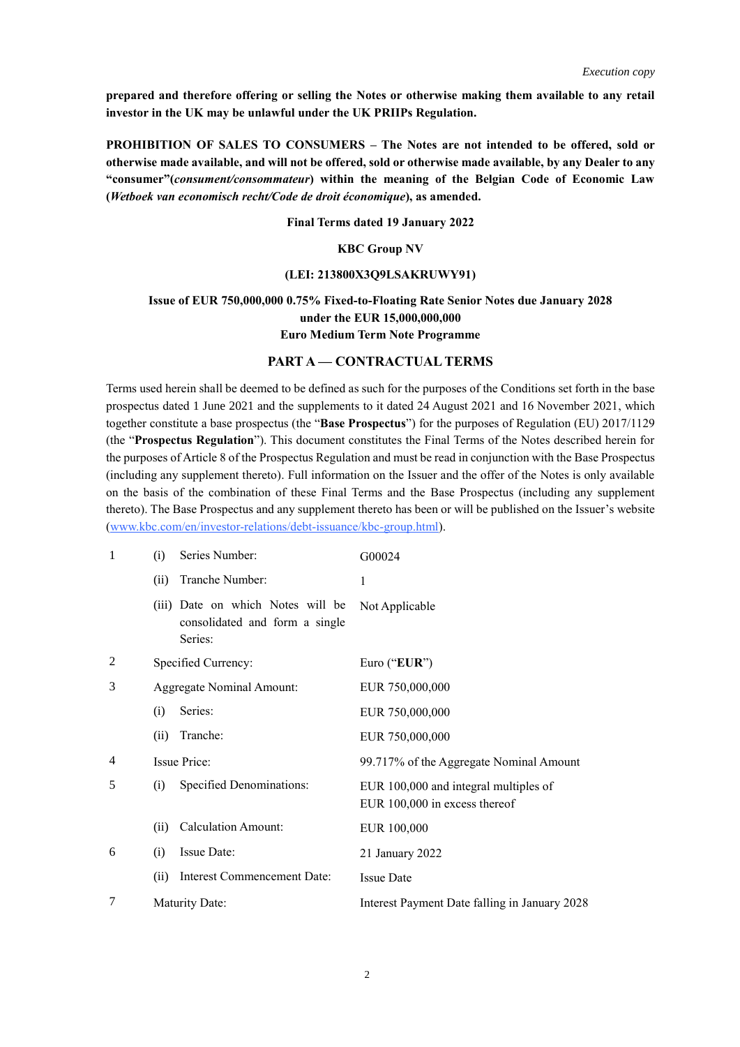**prepared and therefore offering or selling the Notes or otherwise making them available to any retail investor in the UK may be unlawful under the UK PRIIPs Regulation.**

**PROHIBITION OF SALES TO CONSUMERS – The Notes are not intended to be offered, sold or otherwise made available, and will not be offered, sold or otherwise made available, by any Dealer to any "consumer"(*consument/consommateur*) within the meaning of the Belgian Code of Economic Law (*Wetboek van economisch recht/Code de droit économique*), as amended.**

**Final Terms dated 19 January 2022**

**KBC Group NV**

**(LEI: 213800X3Q9LSAKRUWY91)**

**Issue of EUR 750,000,000 0.75% Fixed-to-Floating Rate Senior Notes due January 2028 under the EUR 15,000,000,000 Euro Medium Term Note Programme**

## PART A — CONTRACTUAL TERMS

Terms used herein shall be deemed to be defined as such for the purposes of the Conditions set forth in the base prospectus dated 1 June 2021 and the supplements to it dated 24 August 2021 and 16 November 2021, which together constitute a base prospectus (the "**Base Prospectus**") for the purposes of Regulation (EU) 2017/1129 (the "**Prospectus Regulation**"). This document constitutes the Final Terms of the Notes described herein for the purposes of Article 8 of the Prospectus Regulation and must be read in conjunction with the Base Prospectus (including any supplement thereto). Full information on the Issuer and the offer of the Notes is only available on the basis of the combination of these Final Terms and the Base Prospectus (including any supplement thereto). The Base Prospectus and any supplement thereto has been or will be published on the Issuer's website (www.kbc.com/en/investor-relations/debt-issuance/kbc-group.html).

| | | |
|---|---|---|
| 1 | (i) Series Number: | G00024 |
| | (ii) Tranche Number: | 1 |
| | (iii) Date on which Notes will be consolidated and form a single Series: | Not Applicable |
| 2 | Specified Currency: | Euro ("**EUR**") |
| 3 | Aggregate Nominal Amount: | EUR 750,000,000 |
| | (i) Series: | EUR 750,000,000 |
| | (ii) Tranche: | EUR 750,000,000 |
| 4 | Issue Price: | 99.717% of the Aggregate Nominal Amount |
| 5 | (i) Specified Denominations: | EUR 100,000 and integral multiples of EUR 100,000 in excess thereof |
| | (ii) Calculation Amount: | EUR 100,000 |
| 6 | (i) Issue Date: | 21 January 2022 |
| | (ii) Interest Commencement Date: | Issue Date |
| 7 | Maturity Date: | Interest Payment Date falling in January 2028 |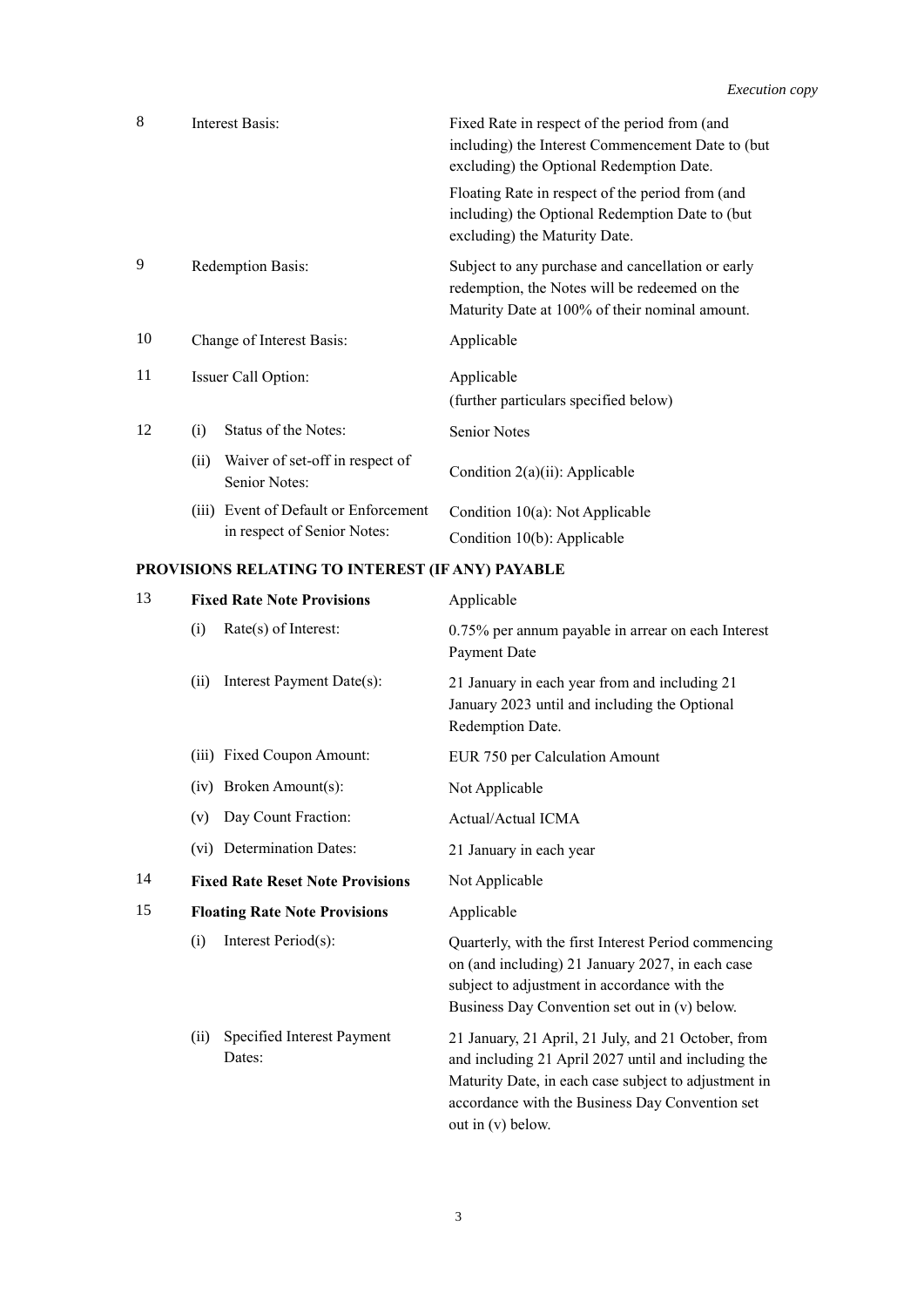| | | |
|---|---|---|
| 8 | Interest Basis: | Fixed Rate in respect of the period from (and including) the Interest Commencement Date to (but excluding) the Optional Redemption Date.<br><br>Floating Rate in respect of the period from (and including) the Optional Redemption Date to (but excluding) the Maturity Date. |
| 9 | Redemption Basis: | Subject to any purchase and cancellation or early redemption, the Notes will be redeemed on the Maturity Date at 100% of their nominal amount. |
| 10 | Change of Interest Basis: | Applicable |
| 11 | Issuer Call Option: | Applicable<br>(further particulars specified below) |
| 12 | (i) Status of the Notes: | Senior Notes |
| | (ii) Waiver of set-off in respect of Senior Notes: | Condition 2(a)(ii): Applicable |
| | (iii) Event of Default or Enforcement in respect of Senior Notes: | Condition 10(a): Not Applicable<br>Condition 10(b): Applicable |

**PROVISIONS RELATING TO INTEREST (IF ANY) PAYABLE**

| | | |
|---|---|---|
| 13 | **Fixed Rate Note Provisions** | Applicable |
| | (i) Rate(s) of Interest: | 0.75% per annum payable in arrear on each Interest Payment Date |
| | (ii) Interest Payment Date(s): | 21 January in each year from and including 21 January 2023 until and including the Optional Redemption Date. |
| | (iii) Fixed Coupon Amount: | EUR 750 per Calculation Amount |
| | (iv) Broken Amount(s): | Not Applicable |
| | (v) Day Count Fraction: | Actual/Actual ICMA |
| | (vi) Determination Dates: | 21 January in each year |
| 14 | **Fixed Rate Reset Note Provisions** | Not Applicable |
| 15 | **Floating Rate Note Provisions** | Applicable |
| | (i) Interest Period(s): | Quarterly, with the first Interest Period commencing on (and including) 21 January 2027, in each case subject to adjustment in accordance with the Business Day Convention set out in (v) below. |
| | (ii) Specified Interest Payment Dates: | 21 January, 21 April, 21 July, and 21 October, from and including 21 April 2027 until and including the Maturity Date, in each case subject to adjustment in accordance with the Business Day Convention set out in (v) below. |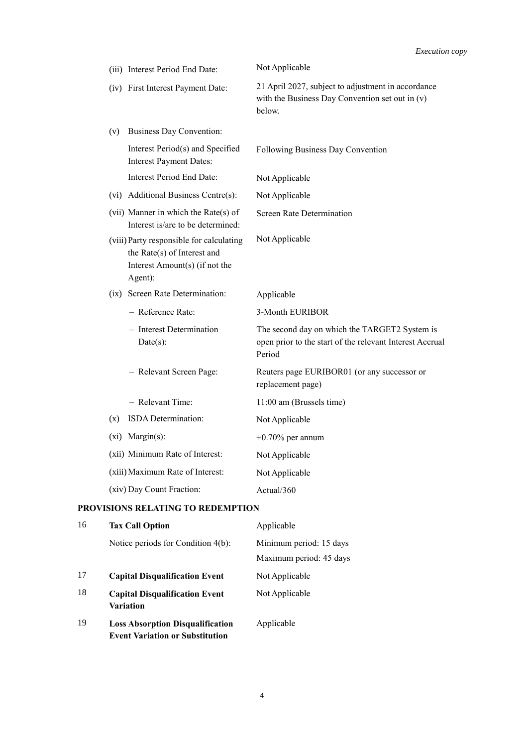| | |
|---|---|
| (iii) Interest Period End Date: | Not Applicable |
| (iv) First Interest Payment Date: | 21 April 2027, subject to adjustment in accordance with the Business Day Convention set out in (v) below. |
| (v) Business Day Convention: | |
| Interest Period(s) and Specified Interest Payment Dates: | Following Business Day Convention |
| Interest Period End Date: | Not Applicable |
| (vi) Additional Business Centre(s): | Not Applicable |
| (vii) Manner in which the Rate(s) of Interest is/are to be determined: | Screen Rate Determination |
| (viii) Party responsible for calculating the Rate(s) of Interest and Interest Amount(s) (if not the Agent): | Not Applicable |
| (ix) Screen Rate Determination: | Applicable |
| – Reference Rate: | 3-Month EURIBOR |
| – Interest Determination Date(s): | The second day on which the TARGET2 System is open prior to the start of the relevant Interest Accrual Period |
| – Relevant Screen Page: | Reuters page EURIBOR01 (or any successor or replacement page) |
| – Relevant Time: | 11:00 am (Brussels time) |
| (x) ISDA Determination: | Not Applicable |
| (xi) Margin(s): | +0.70% per annum |
| (xii) Minimum Rate of Interest: | Not Applicable |
| (xiii) Maximum Rate of Interest: | Not Applicable |
| (xiv) Day Count Fraction: | Actual/360 |

## PROVISIONS RELATING TO REDEMPTION

| | | |
|---|---|---|
| 16 | **Tax Call Option** | Applicable |
| | Notice periods for Condition 4(b): | Minimum period: 15 days<br>Maximum period: 45 days |
| 17 | **Capital Disqualification Event** | Not Applicable |
| 18 | **Capital Disqualification Event Variation** | Not Applicable |
| 19 | **Loss Absorption Disqualification Event Variation or Substitution** | Applicable |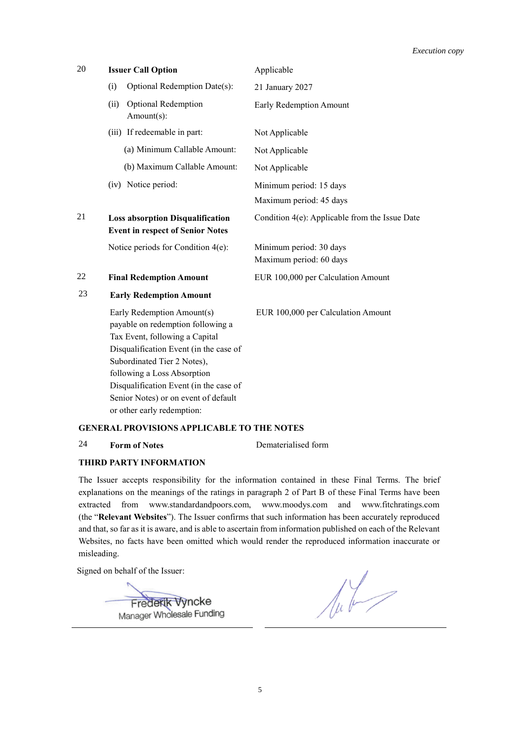*Execution copy*

| | | |
|---|---|---|
| 20 | **Issuer Call Option** | Applicable |
| | (i) Optional Redemption Date(s): | 21 January 2027 |
| | (ii) Optional Redemption Amount(s): | Early Redemption Amount |
| | (iii) If redeemable in part: | Not Applicable |
| | (a) Minimum Callable Amount: | Not Applicable |
| | (b) Maximum Callable Amount: | Not Applicable |
| | (iv) Notice period: | Minimum period: 15 days<br>Maximum period: 45 days |
| 21 | **Loss absorption Disqualification Event in respect of Senior Notes** | Condition 4(e): Applicable from the Issue Date |
| | Notice periods for Condition 4(e): | Minimum period: 30 days<br>Maximum period: 60 days |
| 22 | **Final Redemption Amount** | EUR 100,000 per Calculation Amount |
| 23 | **Early Redemption Amount** | |
| | Early Redemption Amount(s) payable on redemption following a Tax Event, following a Capital Disqualification Event (in the case of Subordinated Tier 2 Notes), following a Loss Absorption Disqualification Event (in the case of Senior Notes) or on event of default or other early redemption: | EUR 100,000 per Calculation Amount |

**GENERAL PROVISIONS APPLICABLE TO THE NOTES**

| | | |
|---|---|---|
| 24 | **Form of Notes** | Dematerialised form |

**THIRD PARTY INFORMATION**

The Issuer accepts responsibility for the information contained in these Final Terms. The brief explanations on the meanings of the ratings in paragraph 2 of Part B of these Final Terms have been extracted from www.standardandpoors.com, www.moodys.com and www.fitchratings.com (the "**Relevant Websites**"). The Issuer confirms that such information has been accurately reproduced and that, so far as it is aware, and is able to ascertain from information published on each of the Relevant Websites, no facts have been omitted which would render the reproduced information inaccurate or misleading.

Signed on behalf of the Issuer:

Frederik Vyncke
Manager Wholesale Funding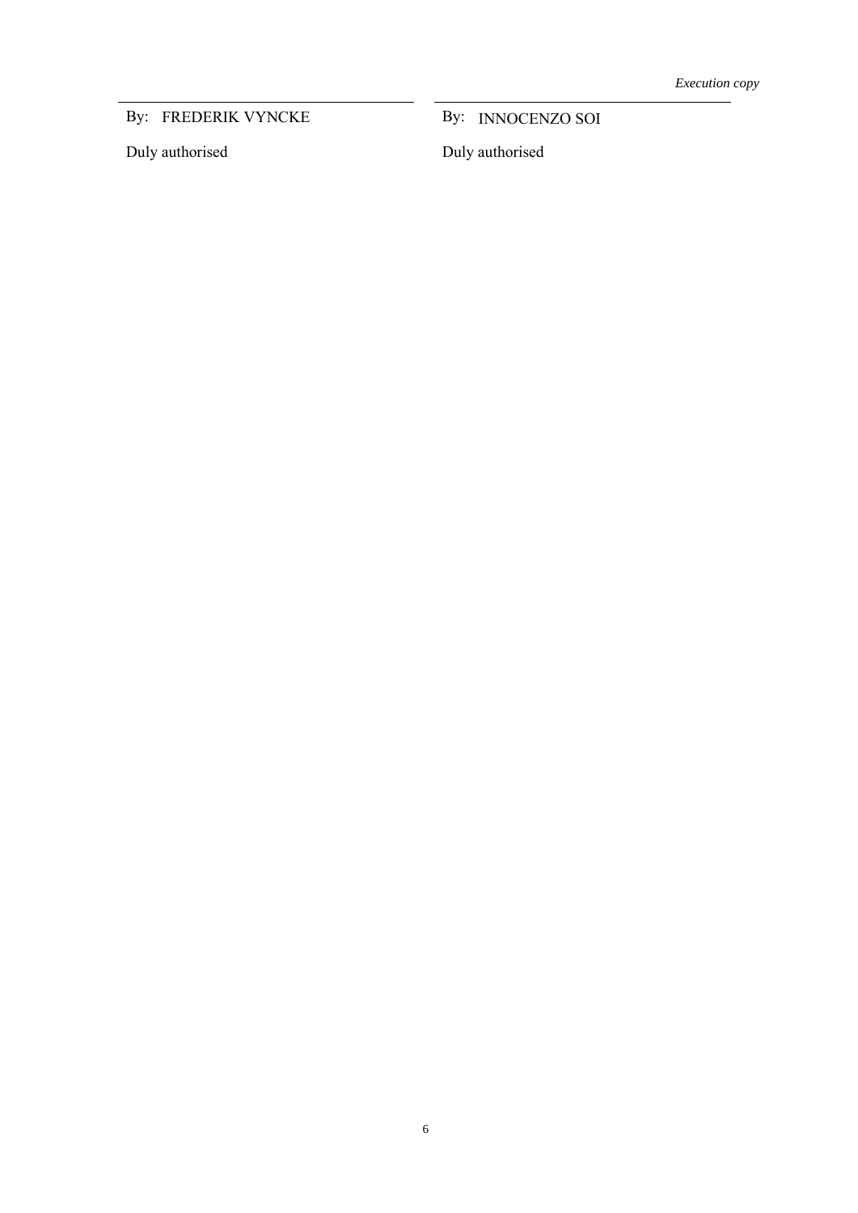*Execution copy*

| | |
|---|---|
| By: FREDERIK VYNCKE | By: INNOCENZO SOI |
| Duly authorised | Duly authorised |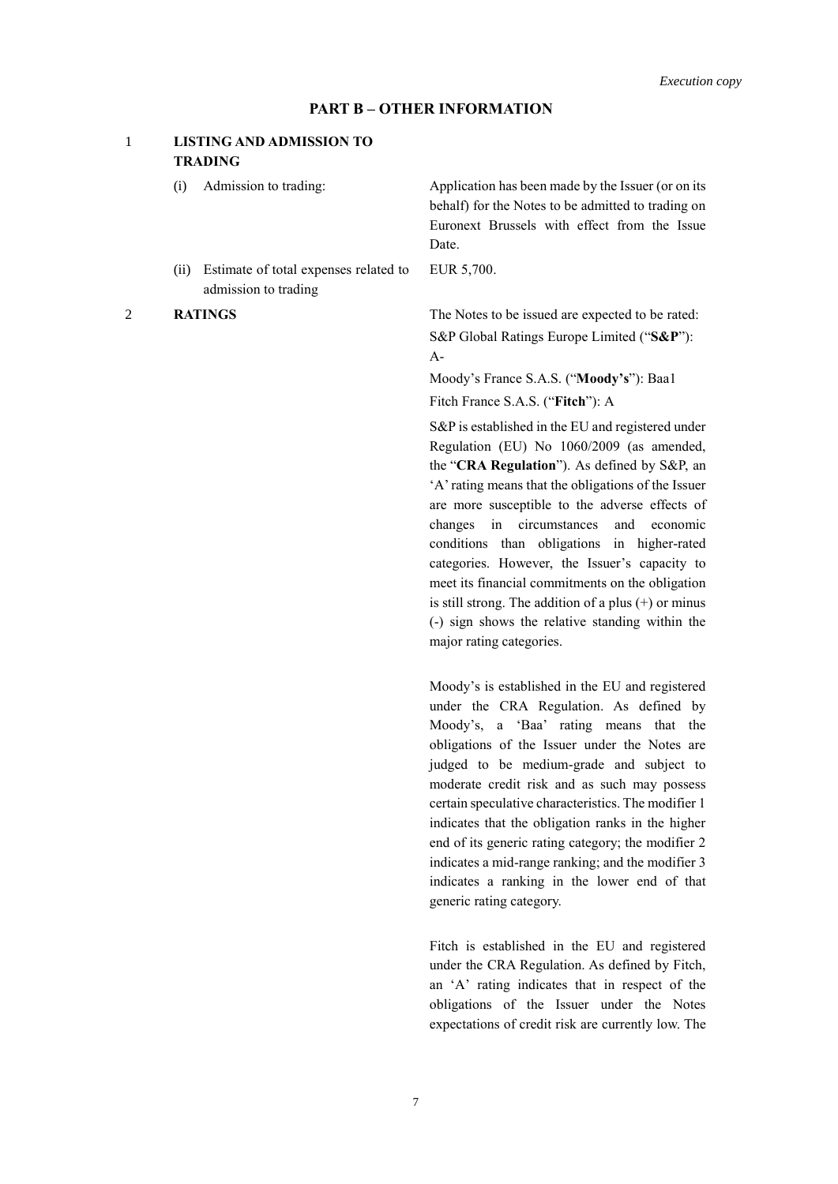# PART B – OTHER INFORMATION

## 1 LISTING AND ADMISSION TO TRADING

| | |
|---|---|
| (i) Admission to trading: | Application has been made by the Issuer (or on its behalf) for the Notes to be admitted to trading on Euronext Brussels with effect from the Issue Date. |
| (ii) Estimate of total expenses related to admission to trading | EUR 5,700. |

## 2 RATINGS

The Notes to be issued are expected to be rated:

S&P Global Ratings Europe Limited ("**S&P**"): A-

Moody's France S.A.S. ("**Moody's**"): Baa1

Fitch France S.A.S. ("**Fitch**"): A

S&P is established in the EU and registered under Regulation (EU) No 1060/2009 (as amended, the "**CRA Regulation**"). As defined by S&P, an 'A' rating means that the obligations of the Issuer are more susceptible to the adverse effects of changes in circumstances and economic conditions than obligations in higher-rated categories. However, the Issuer's capacity to meet its financial commitments on the obligation is still strong. The addition of a plus (+) or minus (-) sign shows the relative standing within the major rating categories.

Moody's is established in the EU and registered under the CRA Regulation. As defined by Moody's, a 'Baa' rating means that the obligations of the Issuer under the Notes are judged to be medium-grade and subject to moderate credit risk and as such may possess certain speculative characteristics. The modifier 1 indicates that the obligation ranks in the higher end of its generic rating category; the modifier 2 indicates a mid-range ranking; and the modifier 3 indicates a ranking in the lower end of that generic rating category.

Fitch is established in the EU and registered under the CRA Regulation. As defined by Fitch, an 'A' rating indicates that in respect of the obligations of the Issuer under the Notes expectations of credit risk are currently low. The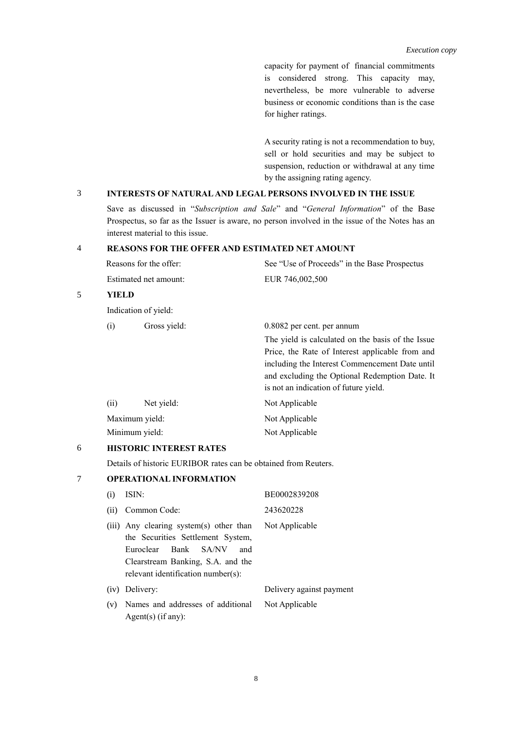capacity for payment of financial commitments is considered strong. This capacity may, nevertheless, be more vulnerable to adverse business or economic conditions than is the case for higher ratings.

A security rating is not a recommendation to buy, sell or hold securities and may be subject to suspension, reduction or withdrawal at any time by the assigning rating agency.

## 3 INTERESTS OF NATURAL AND LEGAL PERSONS INVOLVED IN THE ISSUE

Save as discussed in "*Subscription and Sale*" and "*General Information*" of the Base Prospectus, so far as the Issuer is aware, no person involved in the issue of the Notes has an interest material to this issue.

## 4 REASONS FOR THE OFFER AND ESTIMATED NET AMOUNT

| | |
|---|---|
| Reasons for the offer: | See "Use of Proceeds" in the Base Prospectus |
| Estimated net amount: | EUR 746,002,500 |

## 5 YIELD

Indication of yield:

| | |
|---|---|
| (i) Gross yield: | 0.8082 per cent. per annum<br>The yield is calculated on the basis of the Issue Price, the Rate of Interest applicable from and including the Interest Commencement Date until and excluding the Optional Redemption Date. It is not an indication of future yield. |
| (ii) Net yield: | Not Applicable |
| Maximum yield: | Not Applicable |
| Minimum yield: | Not Applicable |

## 6 HISTORIC INTEREST RATES

Details of historic EURIBOR rates can be obtained from Reuters.

## 7 OPERATIONAL INFORMATION

| | |
|---|---|
| (i) ISIN: | BE0002839208 |
| (ii) Common Code: | 243620228 |
| (iii) Any clearing system(s) other than the Securities Settlement System, Euroclear Bank SA/NV and Clearstream Banking, S.A. and the relevant identification number(s): | Not Applicable |
| (iv) Delivery: | Delivery against payment |
| (v) Names and addresses of additional Agent(s) (if any): | Not Applicable |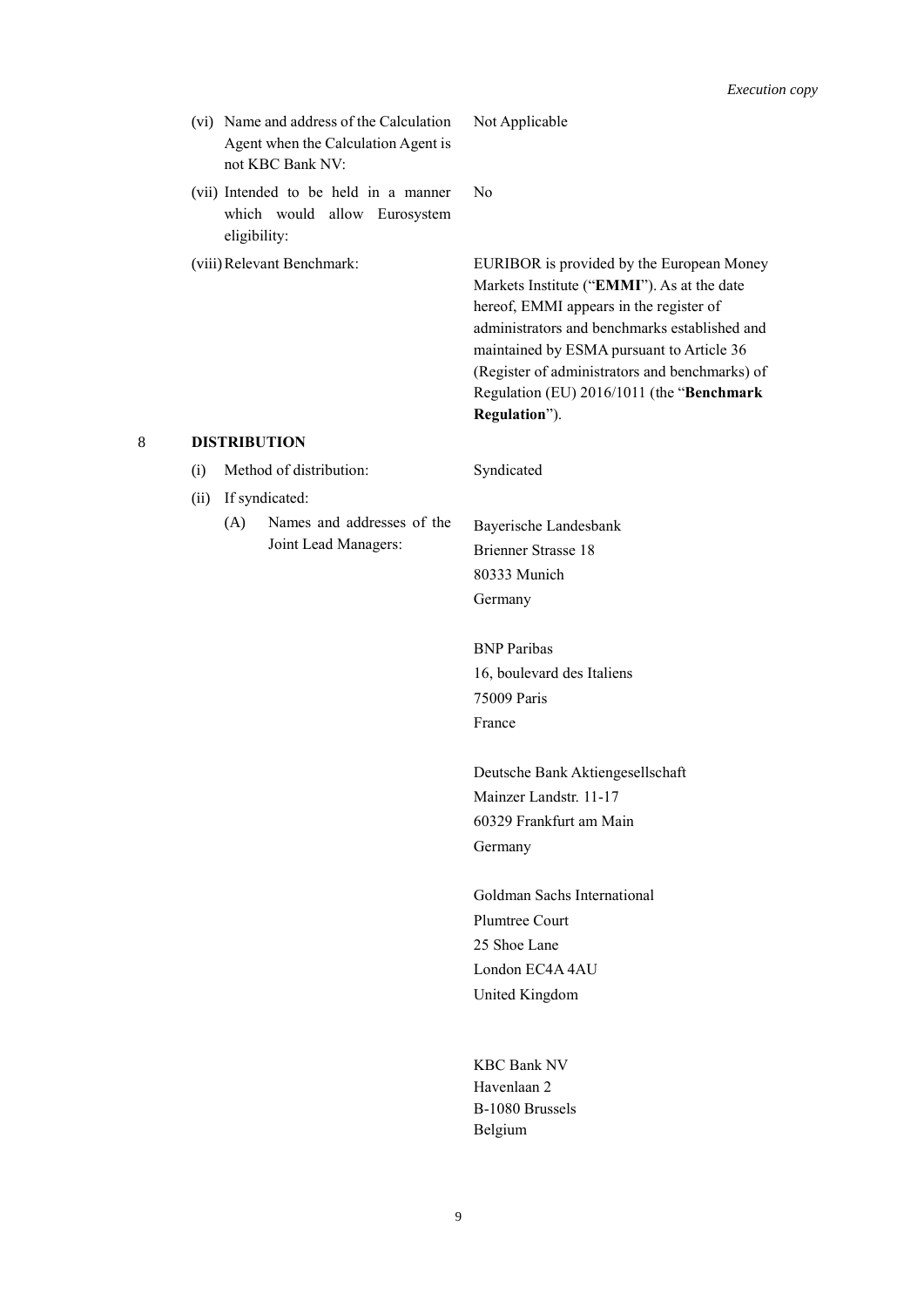| | |
|---|---|
| (vi) Name and address of the Calculation Agent when the Calculation Agent is not KBC Bank NV: | Not Applicable |
| (vii) Intended to be held in a manner which would allow Eurosystem eligibility: | No |
| (viii) Relevant Benchmark: | EURIBOR is provided by the European Money Markets Institute ("**EMMI**"). As at the date hereof, EMMI appears in the register of administrators and benchmarks established and maintained by ESMA pursuant to Article 36 (Register of administrators and benchmarks) of Regulation (EU) 2016/1011 (the "**Benchmark Regulation**"). |

## 8 DISTRIBUTION

| | |
|---|---|
| (i) Method of distribution: | Syndicated |
| (ii) If syndicated: | |
| (A) Names and addresses of the Joint Lead Managers: | Bayerische Landesbank<br>Brienner Strasse 18<br>80333 Munich<br>Germany<br><br>BNP Paribas<br>16, boulevard des Italiens<br>75009 Paris<br>France<br><br>Deutsche Bank Aktiengesellschaft<br>Mainzer Landstr. 11-17<br>60329 Frankfurt am Main<br>Germany<br><br>Goldman Sachs International<br>Plumtree Court<br>25 Shoe Lane<br>London EC4A 4AU<br>United Kingdom<br><br>KBC Bank NV<br>Havenlaan 2<br>B-1080 Brussels<br>Belgium |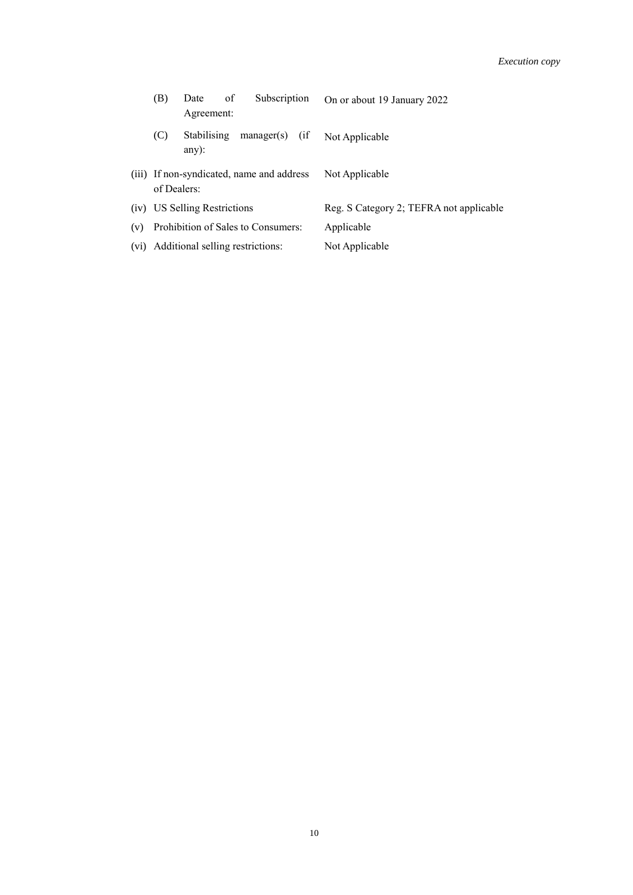| | |
|---|---|
| (B) Date of Subscription Agreement: | On or about 19 January 2022 |
| (C) Stabilising manager(s) (if any): | Not Applicable |
| (iii) If non-syndicated, name and address of Dealers: | Not Applicable |
| (iv) US Selling Restrictions | Reg. S Category 2; TEFRA not applicable |
| (v) Prohibition of Sales to Consumers: | Applicable |
| (vi) Additional selling restrictions: | Not Applicable |